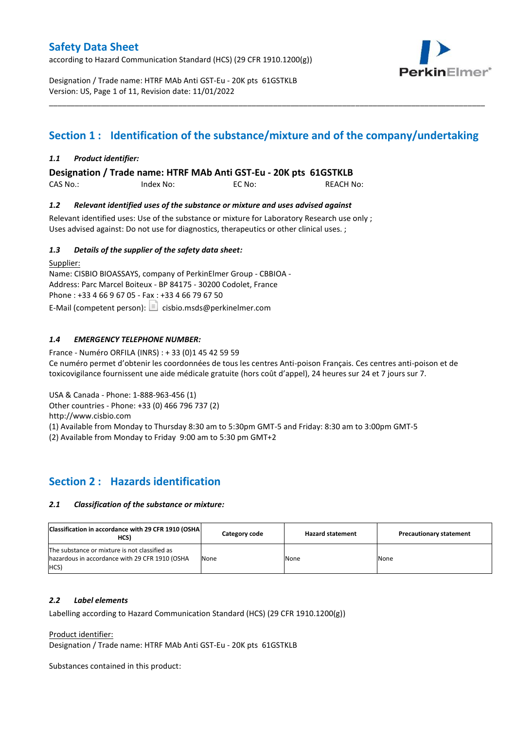# Safety Data Sheet

according to Hazard Communication Standard (HCS) (29 CFR 1910.1200(g))

Designation / Trade name: HTRF MAb Anti GST-Eu - 20K pts 61GSTKLB
Version: US, Page 1 of 11, Revision date: 11/01/2022

## Section 1 : Identification of the substance/mixture and of the company/undertaking

### *1.1 Product identifier:*

**Designation / Trade name: HTRF MAb Anti GST-Eu - 20K pts 61GSTKLB**

CAS No.: Index No: EC No: REACH No:

### *1.2 Relevant identified uses of the substance or mixture and uses advised against*

Relevant identified uses: Use of the substance or mixture for Laboratory Research use only ;
Uses advised against: Do not use for diagnostics, therapeutics or other clinical uses. ;

### *1.3 Details of the supplier of the safety data sheet:*

Supplier:
Name: CISBIO BIOASSAYS, company of PerkinElmer Group - CBBIOA -
Address: Parc Marcel Boiteux - BP 84175 - 30200 Codolet, France
Phone : +33 4 66 9 67 05 - Fax : +33 4 66 79 67 50
E-Mail (competent person): cisbio.msds@perkinelmer.com

### *1.4 EMERGENCY TELEPHONE NUMBER:*

France - Numéro ORFILA (INRS) : + 33 (0)1 45 42 59 59
Ce numéro permet d'obtenir les coordonnées de tous les centres Anti-poison Français. Ces centres anti-poison et de toxicovigilance fournissent une aide médicale gratuite (hors coût d'appel), 24 heures sur 24 et 7 jours sur 7.

USA & Canada - Phone: 1-888-963-456 (1)
Other countries - Phone: +33 (0) 466 796 737 (2)
http://www.cisbio.com
(1) Available from Monday to Thursday 8:30 am to 5:30pm GMT-5 and Friday: 8:30 am to 3:00pm GMT-5
(2) Available from Monday to Friday 9:00 am to 5:30 pm GMT+2

## Section 2 : Hazards identification

### *2.1 Classification of the substance or mixture:*

| Classification in accordance with 29 CFR 1910 (OSHA HCS) | Category code | Hazard statement | Precautionary statement |
|---|---|---|---|
| The substance or mixture is not classified as hazardous in accordance with 29 CFR 1910 (OSHA HCS) | None | None | None |

### *2.2 Label elements*

Labelling according to Hazard Communication Standard (HCS) (29 CFR 1910.1200(g))

Product identifier:
Designation / Trade name: HTRF MAb Anti GST-Eu - 20K pts 61GSTKLB

Substances contained in this product: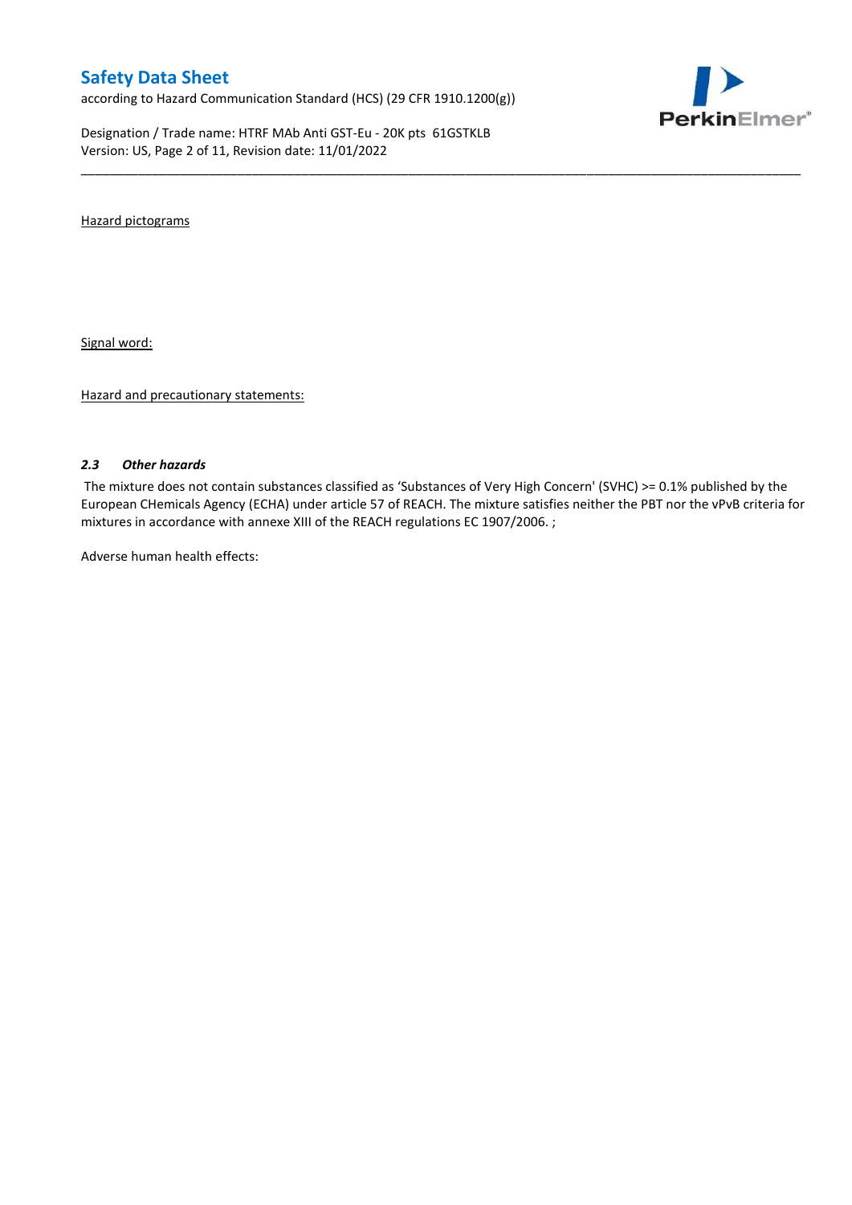Hazard pictograms

Signal word:

Hazard and precautionary statements:

### *2.3 Other hazards*

The mixture does not contain substances classified as 'Substances of Very High Concern' (SVHC) >= 0.1% published by the European CHemicals Agency (ECHA) under article 57 of REACH. The mixture satisfies neither the PBT nor the vPvB criteria for mixtures in accordance with annexe XIII of the REACH regulations EC 1907/2006. ;

Adverse human health effects: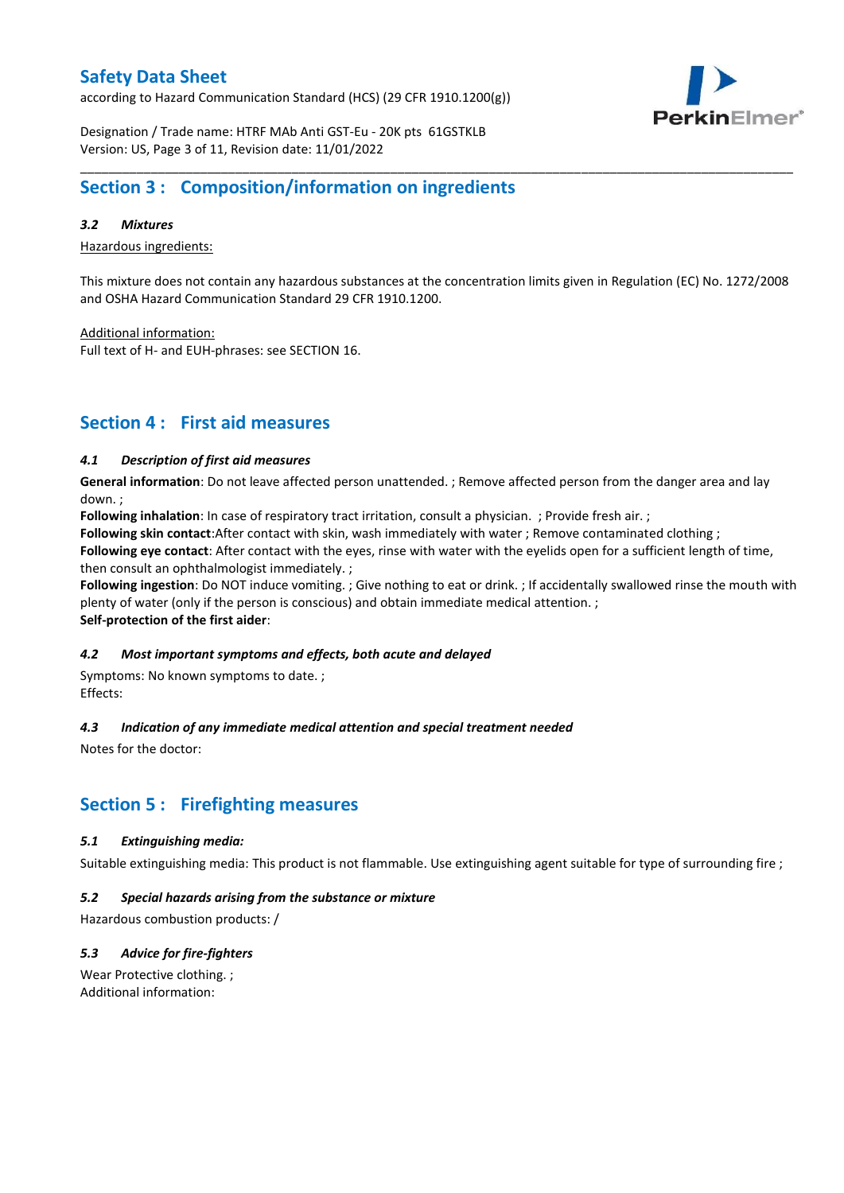## Section 3 : Composition/information on ingredients

### *3.2 Mixtures*

Hazardous ingredients:

This mixture does not contain any hazardous substances at the concentration limits given in Regulation (EC) No. 1272/2008 and OSHA Hazard Communication Standard 29 CFR 1910.1200.

Additional information:
Full text of H- and EUH-phrases: see SECTION 16.

## Section 4 : First aid measures

### *4.1 Description of first aid measures*

**General information**: Do not leave affected person unattended. ; Remove affected person from the danger area and lay down. ;
**Following inhalation**: In case of respiratory tract irritation, consult a physician. ; Provide fresh air. ;
**Following skin contact**:After contact with skin, wash immediately with water ; Remove contaminated clothing ;
**Following eye contact**: After contact with the eyes, rinse with water with the eyelids open for a sufficient length of time, then consult an ophthalmologist immediately. ;
**Following ingestion**: Do NOT induce vomiting. ; Give nothing to eat or drink. ; If accidentally swallowed rinse the mouth with plenty of water (only if the person is conscious) and obtain immediate medical attention. ;
**Self-protection of the first aider**:

### *4.2 Most important symptoms and effects, both acute and delayed*

Symptoms: No known symptoms to date. ;
Effects:

### *4.3 Indication of any immediate medical attention and special treatment needed*

Notes for the doctor:

## Section 5 : Firefighting measures

### *5.1 Extinguishing media:*

Suitable extinguishing media: This product is not flammable. Use extinguishing agent suitable for type of surrounding fire ;

### *5.2 Special hazards arising from the substance or mixture*

Hazardous combustion products: /

### *5.3 Advice for fire-fighters*

Wear Protective clothing. ;
Additional information: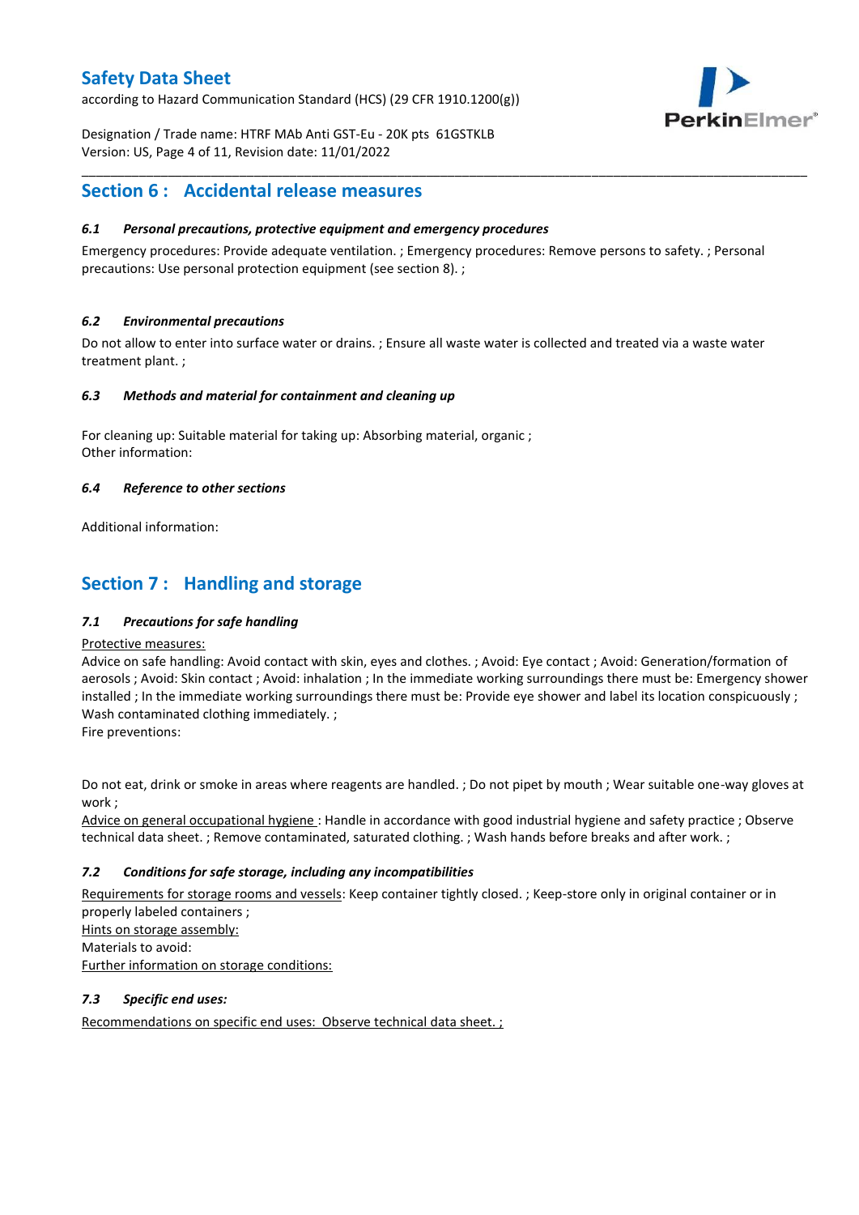## Section 6 : Accidental release measures

### *6.1 Personal precautions, protective equipment and emergency procedures*

Emergency procedures: Provide adequate ventilation. ; Emergency procedures: Remove persons to safety. ; Personal precautions: Use personal protection equipment (see section 8). ;

### *6.2 Environmental precautions*

Do not allow to enter into surface water or drains. ; Ensure all waste water is collected and treated via a waste water treatment plant. ;

### *6.3 Methods and material for containment and cleaning up*

For cleaning up: Suitable material for taking up: Absorbing material, organic ;
Other information:

### *6.4 Reference to other sections*

Additional information:

## Section 7 : Handling and storage

### *7.1 Precautions for safe handling*

Protective measures:
Advice on safe handling: Avoid contact with skin, eyes and clothes. ; Avoid: Eye contact ; Avoid: Generation/formation of aerosols ; Avoid: Skin contact ; Avoid: inhalation ; In the immediate working surroundings there must be: Emergency shower installed ; In the immediate working surroundings there must be: Provide eye shower and label its location conspicuously ; Wash contaminated clothing immediately. ;
Fire preventions:

Do not eat, drink or smoke in areas where reagents are handled. ; Do not pipet by mouth ; Wear suitable one-way gloves at work ;
Advice on general occupational hygiene : Handle in accordance with good industrial hygiene and safety practice ; Observe technical data sheet. ; Remove contaminated, saturated clothing. ; Wash hands before breaks and after work. ;

### *7.2 Conditions for safe storage, including any incompatibilities*

Requirements for storage rooms and vessels: Keep container tightly closed. ; Keep-store only in original container or in properly labeled containers ;
Hints on storage assembly:
Materials to avoid:
Further information on storage conditions:

### *7.3 Specific end uses:*

Recommendations on specific end uses: Observe technical data sheet. ;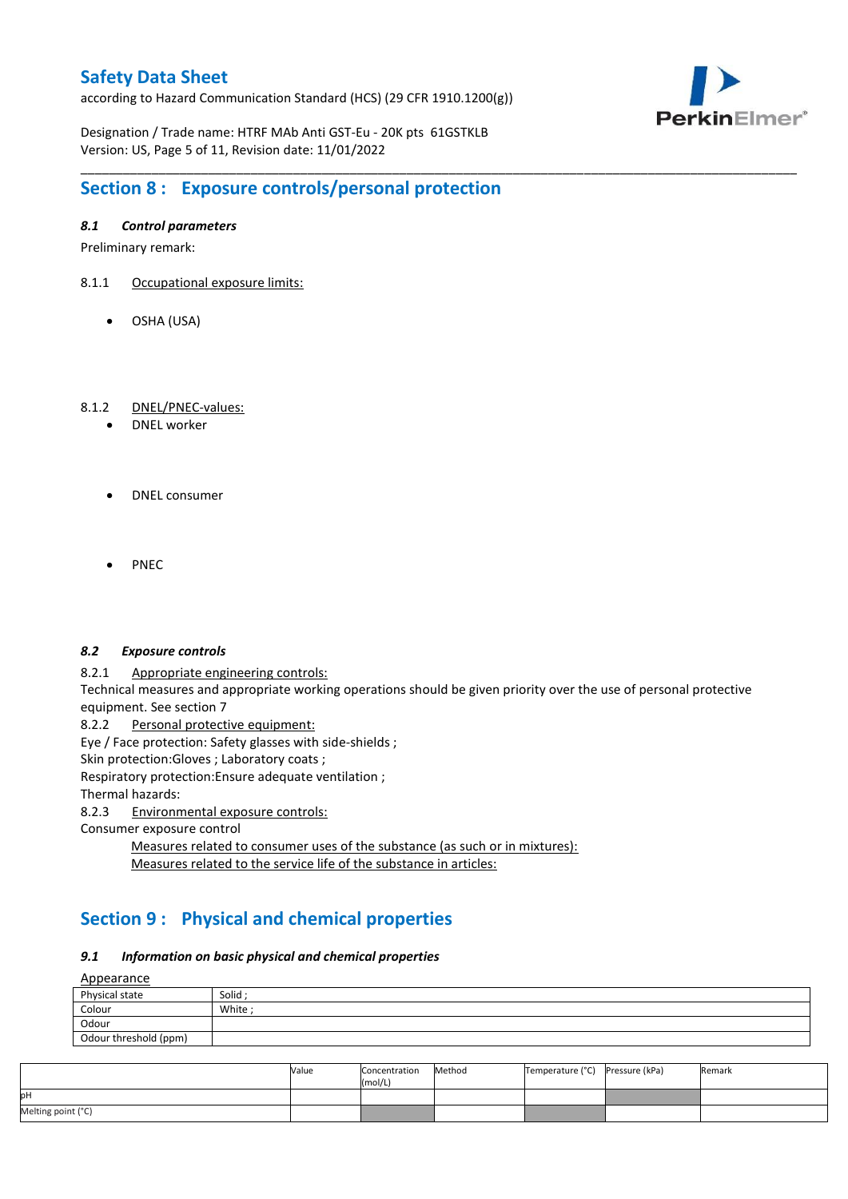## Section 8 : Exposure controls/personal protection

### *8.1 Control parameters*

Preliminary remark:

8.1.1 Occupational exposure limits:

- OSHA (USA)

8.1.2 DNEL/PNEC-values:

- DNEL worker
- DNEL consumer
- PNEC

### *8.2 Exposure controls*

8.2.1 Appropriate engineering controls:

Technical measures and appropriate working operations should be given priority over the use of personal protective equipment. See section 7

8.2.2 Personal protective equipment:

Eye / Face protection: Safety glasses with side-shields ;

Skin protection:Gloves ; Laboratory coats ;

Respiratory protection:Ensure adequate ventilation ;

Thermal hazards:

8.2.3 Environmental exposure controls:

Consumer exposure control

Measures related to consumer uses of the substance (as such or in mixtures):

Measures related to the service life of the substance in articles:

## Section 9 : Physical and chemical properties

### *9.1 Information on basic physical and chemical properties*

Appearance

| Physical state | Solid ; |
|---|---|
| Colour | White ; |
| Odour | |
| Odour threshold (ppm) | |

| | Value | Concentration (mol/L) | Method | Temperature (°C) | Pressure (kPa) | Remark |
|---|---|---|---|---|---|---|
| pH | | | | | | |
| Melting point (°C) | | | | | | |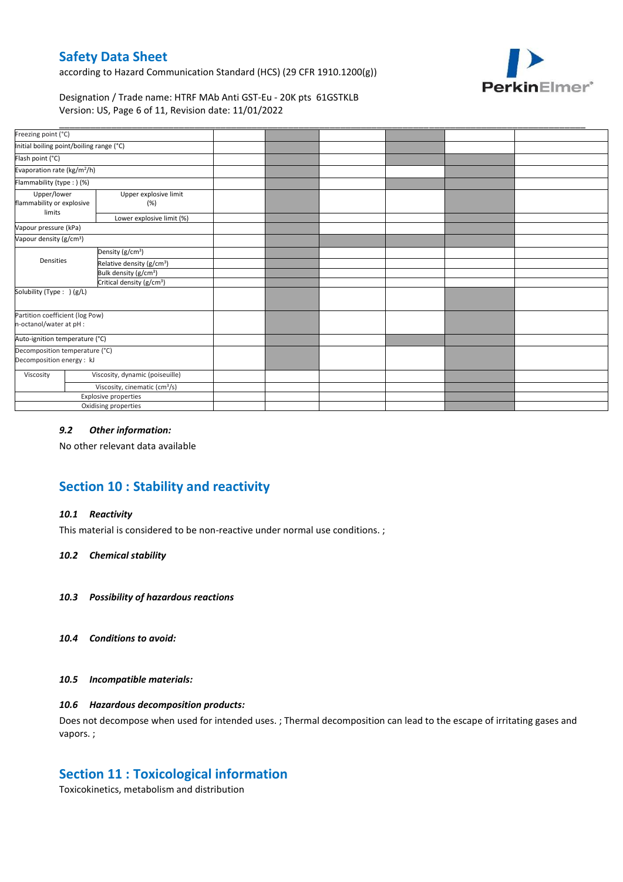| | | | | | | | |
|---|---|---|---|---|---|---|---|
| Freezing point (°C) | | | | | | | |
| Initial boiling point/boiling range (°C) | | | | | | | |
| Flash point (°C) | | | | | | | |
| Evaporation rate (kg/m²/h) | | | | | | | |
| Flammability (type : ) (%) | | | | | | | |
| Upper/lower flammability or explosive limits | Upper explosive limit (%) | | | | | | |
| | Lower explosive limit (%) | | | | | | |
| Vapour pressure (kPa) | | | | | | | |
| Vapour density (g/cm³) | | | | | | | |
| Densities | Density (g/cm³) | | | | | | |
| | Relative density (g/cm³) | | | | | | |
| | Bulk density (g/cm³) | | | | | | |
| | Critical density (g/cm³) | | | | | | |
| Solubility (Type : ) (g/L) | | | | | | | |
| Partition coefficient (log Pow) n-octanol/water at pH : | | | | | | | |
| Auto-ignition temperature (°C) | | | | | | | |
| Decomposition temperature (°C) Decomposition energy : kJ | | | | | | | |
| Viscosity | Viscosity, dynamic (poiseuille) | | | | | | |
| | Viscosity, cinematic (cm³/s) | | | | | | |
| Explosive properties | | | | | | | |
| Oxidising properties | | | | | | | |

### *9.2 Other information:*

No other relevant data available

## Section 10 : Stability and reactivity

### *10.1 Reactivity*

This material is considered to be non-reactive under normal use conditions. ;

### *10.2 Chemical stability*

### *10.3 Possibility of hazardous reactions*

### *10.4 Conditions to avoid:*

### *10.5 Incompatible materials:*

### *10.6 Hazardous decomposition products:*

Does not decompose when used for intended uses. ; Thermal decomposition can lead to the escape of irritating gases and vapors. ;

## Section 11 : Toxicological information

Toxicokinetics, metabolism and distribution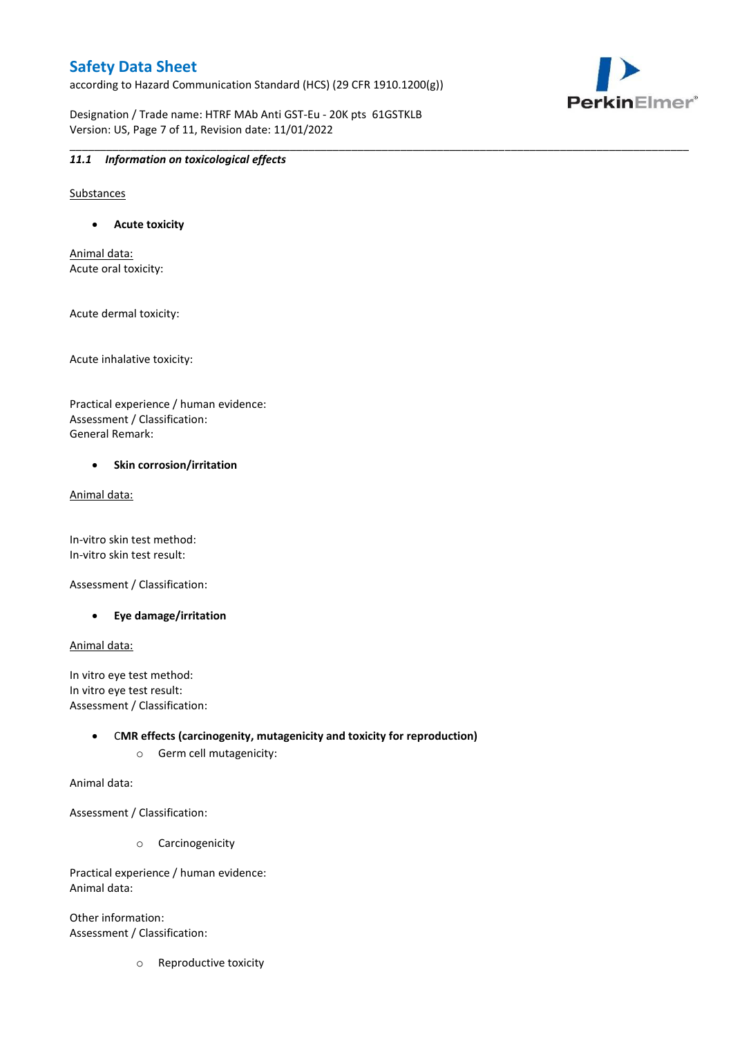### *11.1 Information on toxicological effects*

Substances

- **Acute toxicity**

Animal data:
Acute oral toxicity:

Acute dermal toxicity:

Acute inhalative toxicity:

Practical experience / human evidence:
Assessment / Classification:
General Remark:

- **Skin corrosion/irritation**

Animal data:

In-vitro skin test method:
In-vitro skin test result:

Assessment / Classification:

- **Eye damage/irritation**

Animal data:

In vitro eye test method:
In vitro eye test result:
Assessment / Classification:

- **CMR effects (carcinogenity, mutagenicity and toxicity for reproduction)**
    - Germ cell mutagenicity:

Animal data:

Assessment / Classification:

- Carcinogenicity

Practical experience / human evidence:
Animal data:

Other information:
Assessment / Classification:

- Reproductive toxicity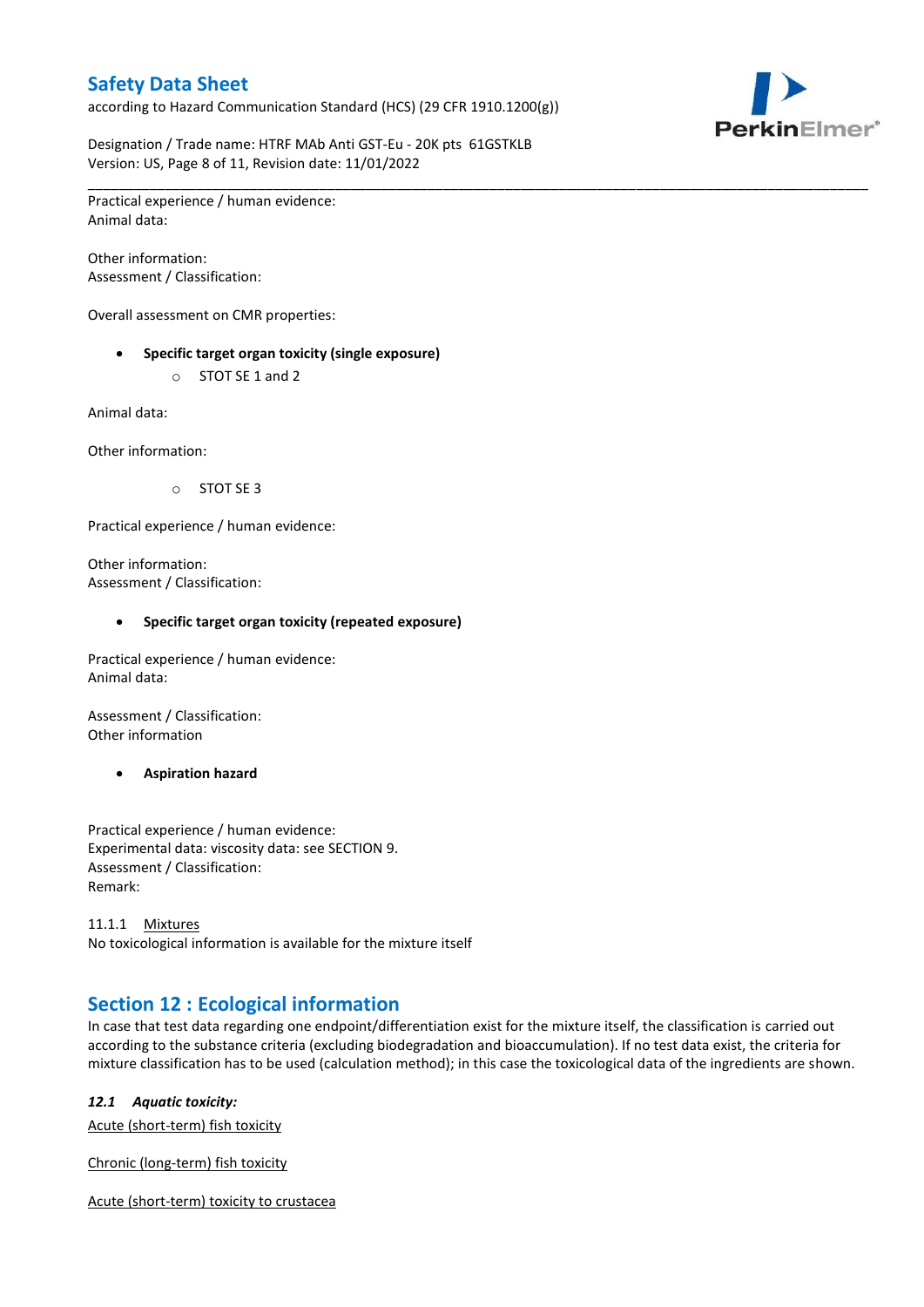Practical experience / human evidence:
Animal data:

Other information:
Assessment / Classification:

Overall assessment on CMR properties:

- **Specific target organ toxicity (single exposure)**
  - STOT SE 1 and 2

Animal data:

Other information:

- STOT SE 3

Practical experience / human evidence:

Other information:
Assessment / Classification:

- **Specific target organ toxicity (repeated exposure)**

Practical experience / human evidence:
Animal data:

Assessment / Classification:
Other information

- **Aspiration hazard**

Practical experience / human evidence:
Experimental data: viscosity data: see SECTION 9.
Assessment / Classification:
Remark:

11.1.1 Mixtures
No toxicological information is available for the mixture itself

## Section 12 : Ecological information

In case that test data regarding one endpoint/differentiation exist for the mixture itself, the classification is carried out according to the substance criteria (excluding biodegradation and bioaccumulation). If no test data exist, the criteria for mixture classification has to be used (calculation method); in this case the toxicological data of the ingredients are shown.

### *12.1 Aquatic toxicity:*

Acute (short-term) fish toxicity

Chronic (long-term) fish toxicity

Acute (short-term) toxicity to crustacea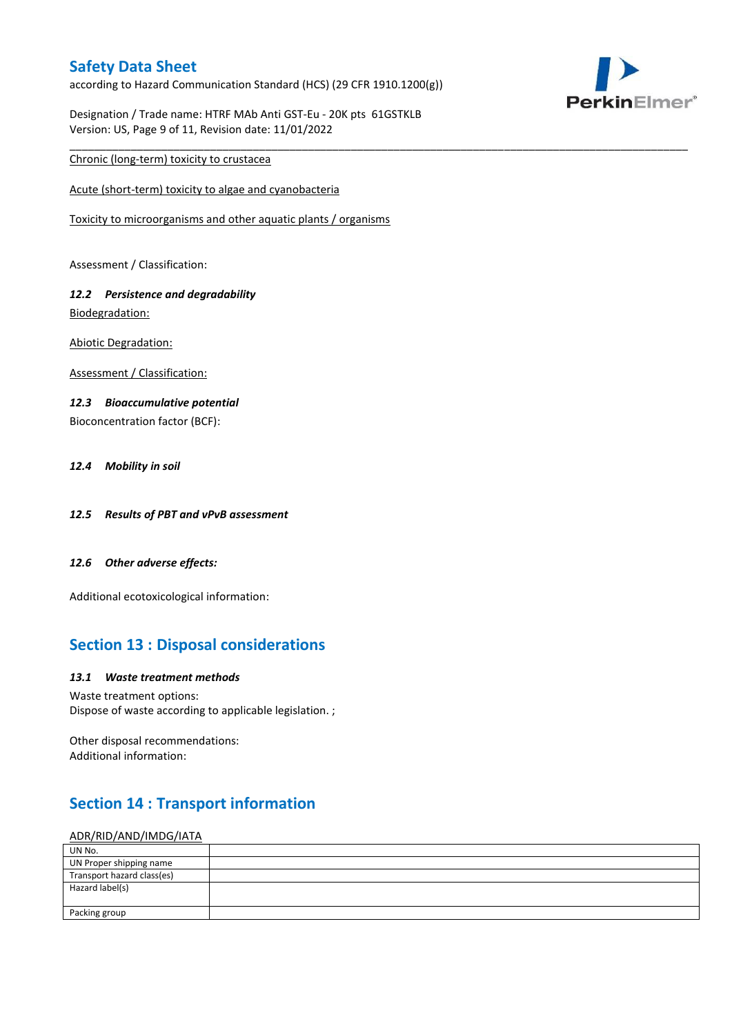Chronic (long-term) toxicity to crustacea

Acute (short-term) toxicity to algae and cyanobacteria

Toxicity to microorganisms and other aquatic plants / organisms

Assessment / Classification:

### *12.2 Persistence and degradability*

Biodegradation:

Abiotic Degradation:

Assessment / Classification:

### *12.3 Bioaccumulative potential*

Bioconcentration factor (BCF):

### *12.4 Mobility in soil*

### *12.5 Results of PBT and vPvB assessment*

### *12.6 Other adverse effects:*

Additional ecotoxicological information:

## Section 13 : Disposal considerations

### *13.1 Waste treatment methods*

Waste treatment options:
Dispose of waste according to applicable legislation. ;

Other disposal recommendations:
Additional information:

## Section 14 : Transport information

ADR/RID/AND/IMDG/IATA

| UN No. | |
|---|---|
| UN Proper shipping name | |
| Transport hazard class(es) | |
| Hazard label(s) | |
| Packing group | |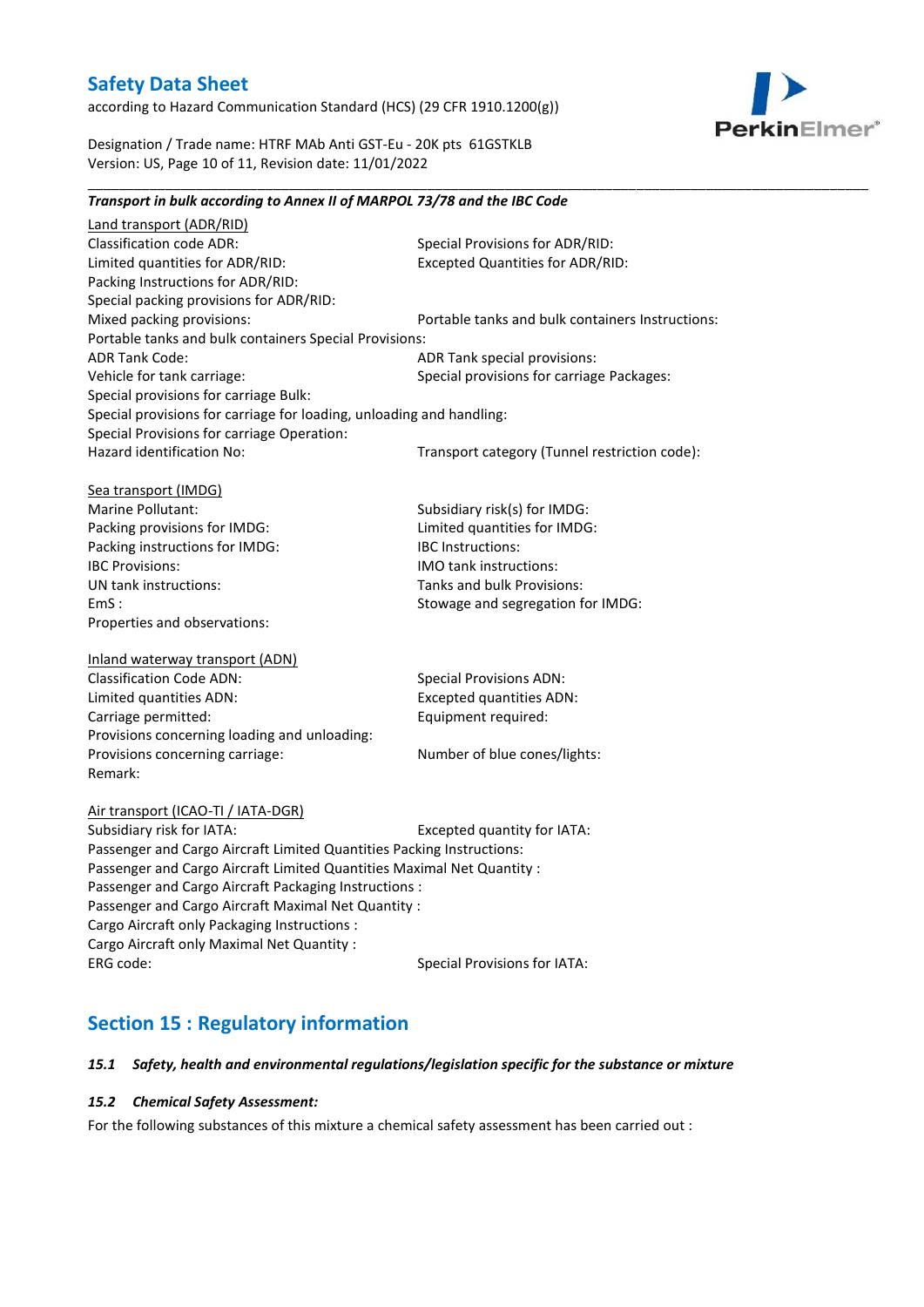***Transport in bulk according to Annex II of MARPOL 73/78 and the IBC Code***

Land transport (ADR/RID)

Classification code ADR:
Special Provisions for ADR/RID:
Limited quantities for ADR/RID:
Excepted Quantities for ADR/RID:
Packing Instructions for ADR/RID:
Special packing provisions for ADR/RID:
Mixed packing provisions:
Portable tanks and bulk containers Instructions:
Portable tanks and bulk containers Special Provisions:
ADR Tank Code:
ADR Tank special provisions:
Vehicle for tank carriage:
Special provisions for carriage Packages:
Special provisions for carriage Bulk:
Special provisions for carriage for loading, unloading and handling:
Special Provisions for carriage Operation:
Hazard identification No:
Transport category (Tunnel restriction code):

Sea transport (IMDG)

Marine Pollutant:
Subsidiary risk(s) for IMDG:
Packing provisions for IMDG:
Limited quantities for IMDG:
Packing instructions for IMDG:
IBC Instructions:
IBC Provisions:
IMO tank instructions:
UN tank instructions:
Tanks and bulk Provisions:
EmS :
Stowage and segregation for IMDG:
Properties and observations:

Inland waterway transport (ADN)

Classification Code ADN:
Special Provisions ADN:
Limited quantities ADN:
Excepted quantities ADN:
Carriage permitted:
Equipment required:
Provisions concerning loading and unloading:
Provisions concerning carriage:
Number of blue cones/lights:
Remark:

Air transport (ICAO-TI / IATA-DGR)

Subsidiary risk for IATA:
Excepted quantity for IATA:
Passenger and Cargo Aircraft Limited Quantities Packing Instructions:
Passenger and Cargo Aircraft Limited Quantities Maximal Net Quantity :
Passenger and Cargo Aircraft Packaging Instructions :
Passenger and Cargo Aircraft Maximal Net Quantity :
Cargo Aircraft only Packaging Instructions :
Cargo Aircraft only Maximal Net Quantity :
ERG code:
Special Provisions for IATA:

## Section 15 : Regulatory information

### *15.1 Safety, health and environmental regulations/legislation specific for the substance or mixture*

### *15.2 Chemical Safety Assessment:*

For the following substances of this mixture a chemical safety assessment has been carried out :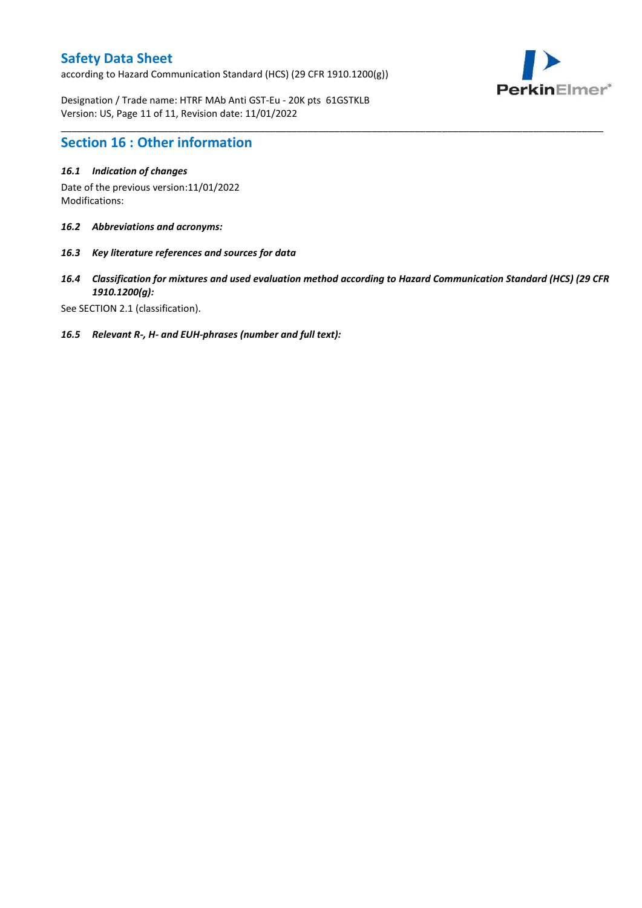## Section 16 : Other information

### *16.1 Indication of changes*

Date of the previous version:11/01/2022
Modifications:

### *16.2 Abbreviations and acronyms:*

### *16.3 Key literature references and sources for data*

### *16.4 Classification for mixtures and used evaluation method according to Hazard Communication Standard (HCS) (29 CFR 1910.1200(g):*

See SECTION 2.1 (classification).

### *16.5 Relevant R-, H- and EUH-phrases (number and full text):*